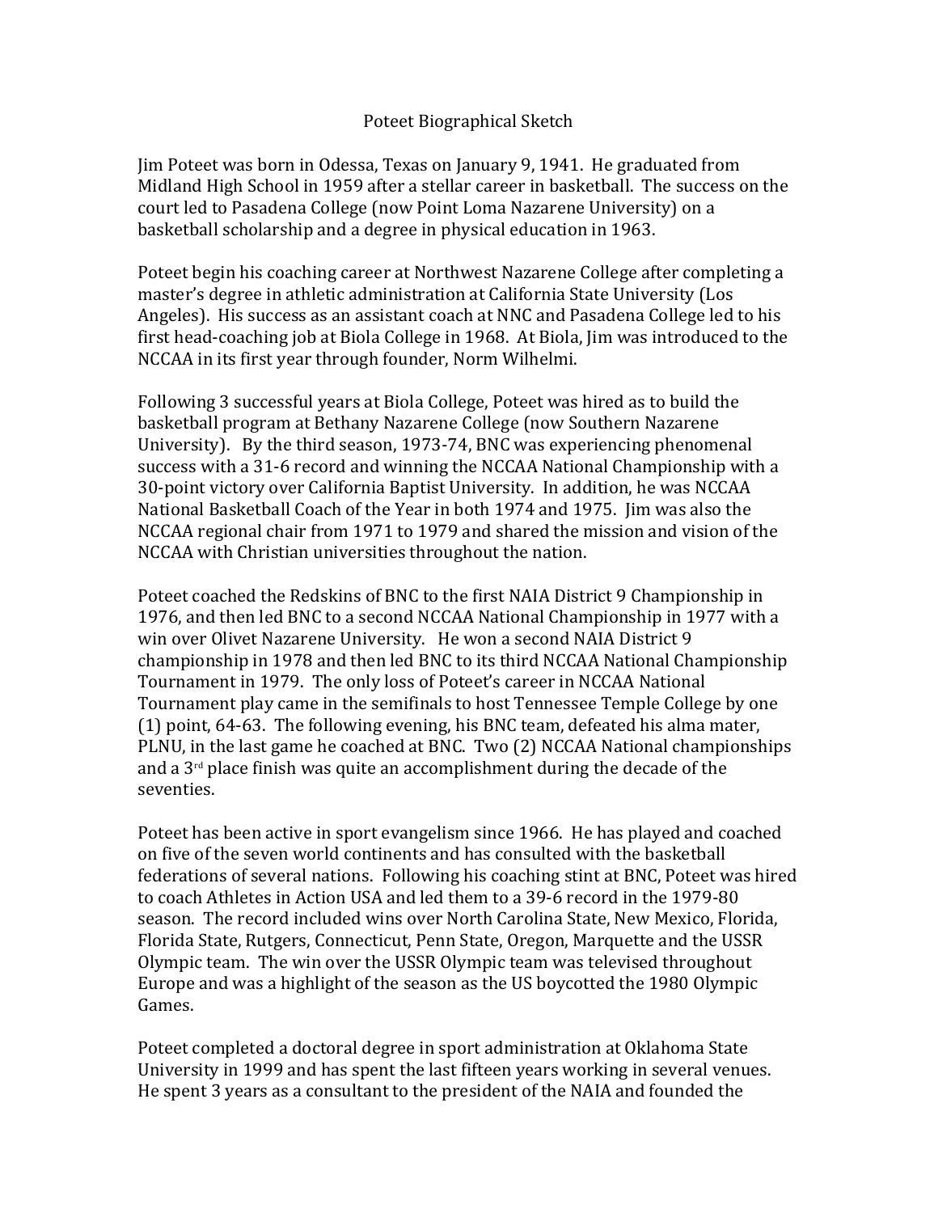# Poteet Biographical Sketch

Jim Poteet was born in Odessa, Texas on January 9, 1941. He graduated from Midland High School in 1959 after a stellar career in basketball. The success on the court led to Pasadena College (now Point Loma Nazarene University) on a basketball scholarship and a degree in physical education in 1963.

Poteet begin his coaching career at Northwest Nazarene College after completing a master's degree in athletic administration at California State University (Los Angeles). His success as an assistant coach at NNC and Pasadena College led to his first head-coaching job at Biola College in 1968. At Biola, Jim was introduced to the NCCAA in its first year through founder, Norm Wilhelmi.

Following 3 successful years at Biola College, Poteet was hired as to build the basketball program at Bethany Nazarene College (now Southern Nazarene University). By the third season, 1973-74, BNC was experiencing phenomenal success with a 31-6 record and winning the NCCAA National Championship with a 30-point victory over California Baptist University. In addition, he was NCCAA National Basketball Coach of the Year in both 1974 and 1975. Jim was also the NCCAA regional chair from 1971 to 1979 and shared the mission and vision of the NCCAA with Christian universities throughout the nation.

Poteet coached the Redskins of BNC to the first NAIA District 9 Championship in 1976, and then led BNC to a second NCCAA National Championship in 1977 with a win over Olivet Nazarene University. He won a second NAIA District 9 championship in 1978 and then led BNC to its third NCCAA National Championship Tournament in 1979. The only loss of Poteet's career in NCCAA National Tournament play came in the semifinals to host Tennessee Temple College by one (1) point, 64-63. The following evening, his BNC team, defeated his alma mater, PLNU, in the last game he coached at BNC. Two (2) NCCAA National championships and a 3rd place finish was quite an accomplishment during the decade of the seventies.

Poteet has been active in sport evangelism since 1966. He has played and coached on five of the seven world continents and has consulted with the basketball federations of several nations. Following his coaching stint at BNC, Poteet was hired to coach Athletes in Action USA and led them to a 39-6 record in the 1979-80 season. The record included wins over North Carolina State, New Mexico, Florida, Florida State, Rutgers, Connecticut, Penn State, Oregon, Marquette and the USSR Olympic team. The win over the USSR Olympic team was televised throughout Europe and was a highlight of the season as the US boycotted the 1980 Olympic Games.

Poteet completed a doctoral degree in sport administration at Oklahoma State University in 1999 and has spent the last fifteen years working in several venues. He spent 3 years as a consultant to the president of the NAIA and founded the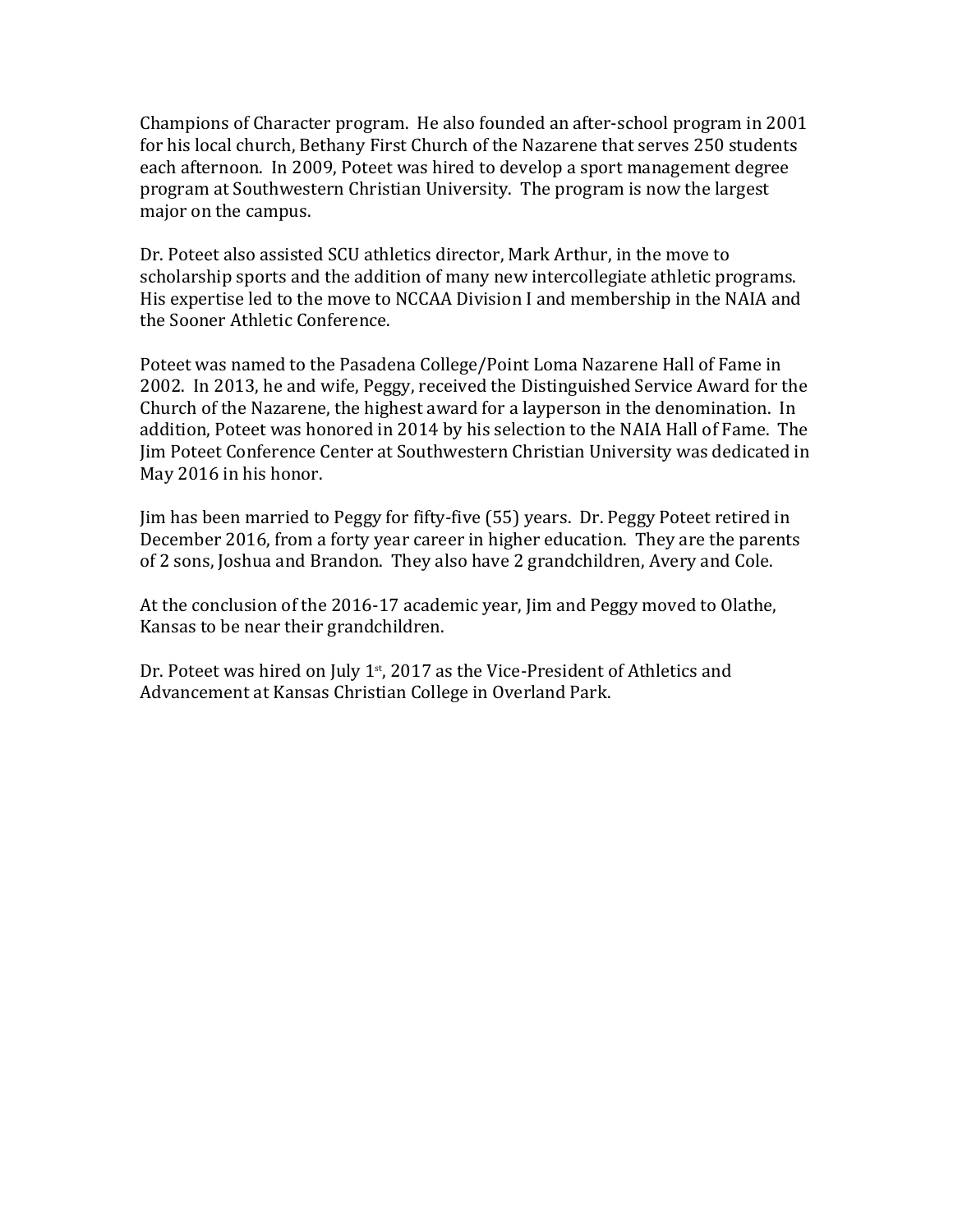Champions of Character program. He also founded an after-school program in 2001 for his local church, Bethany First Church of the Nazarene that serves 250 students each afternoon. In 2009, Poteet was hired to develop a sport management degree program at Southwestern Christian University. The program is now the largest major on the campus.

Dr. Poteet also assisted SCU athletics director, Mark Arthur, in the move to scholarship sports and the addition of many new intercollegiate athletic programs. His expertise led to the move to NCCAA Division I and membership in the NAIA and the Sooner Athletic Conference.

Poteet was named to the Pasadena College/Point Loma Nazarene Hall of Fame in 2002. In 2013, he and wife, Peggy, received the Distinguished Service Award for the Church of the Nazarene, the highest award for a layperson in the denomination. In addition, Poteet was honored in 2014 by his selection to the NAIA Hall of Fame. The Jim Poteet Conference Center at Southwestern Christian University was dedicated in May 2016 in his honor.

Jim has been married to Peggy for fifty-five (55) years. Dr. Peggy Poteet retired in December 2016, from a forty year career in higher education. They are the parents of 2 sons, Joshua and Brandon. They also have 2 grandchildren, Avery and Cole.

At the conclusion of the 2016-17 academic year, Jim and Peggy moved to Olathe, Kansas to be near their grandchildren.

Dr. Poteet was hired on July 1st, 2017 as the Vice-President of Athletics and Advancement at Kansas Christian College in Overland Park.